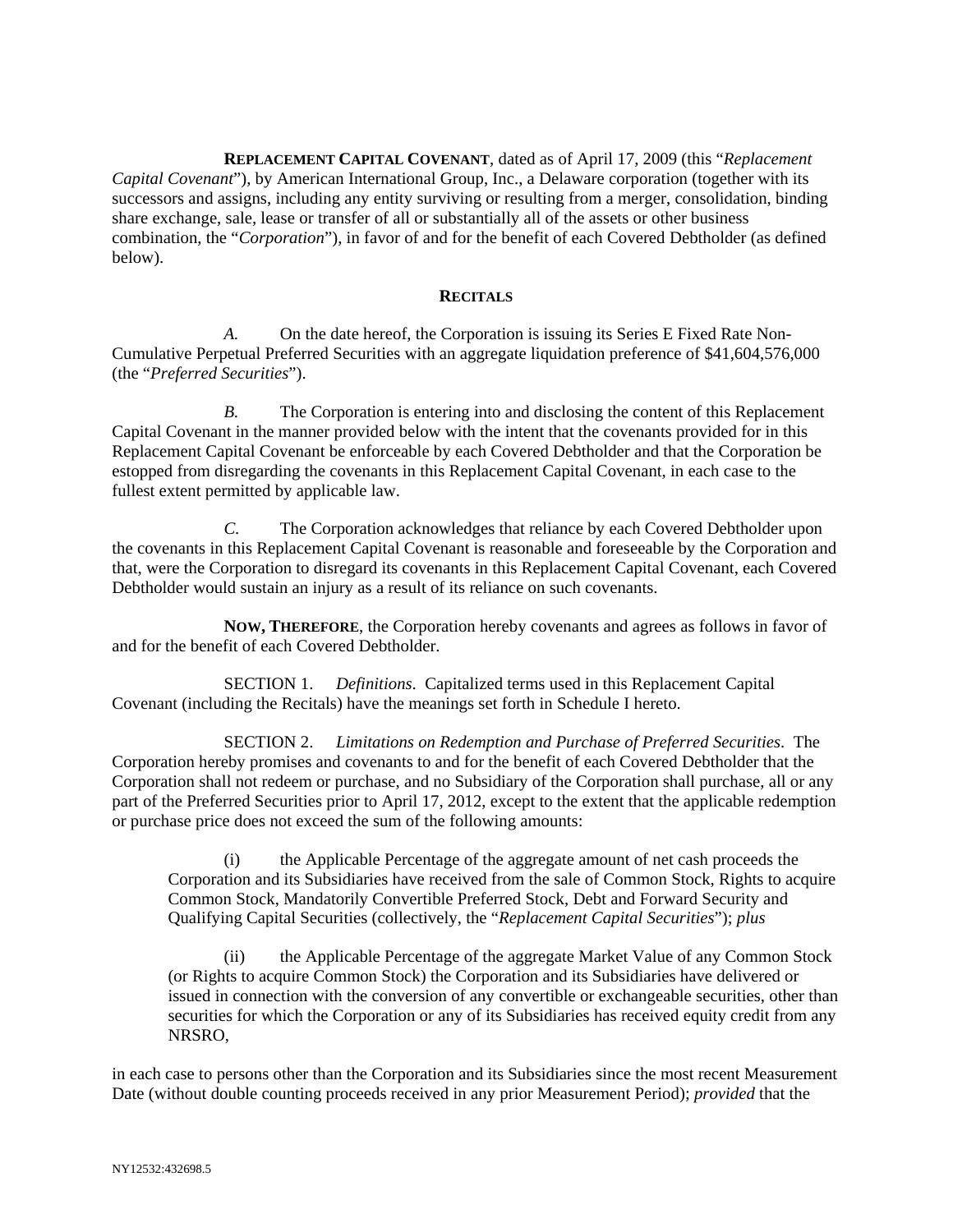**Replacement Capital Covenant**, dated as of April 17, 2009 (this "*Replacement Capital Covenant*"), by American International Group, Inc., a Delaware corporation (together with its successors and assigns, including any entity surviving or resulting from a merger, consolidation, binding share exchange, sale, lease or transfer of all or substantially all of the assets or other business combination, the "*Corporation*"), in favor of and for the benefit of each Covered Debtholder (as defined below).

## Recitals

*A.* On the date hereof, the Corporation is issuing its Series E Fixed Rate Non-Cumulative Perpetual Preferred Securities with an aggregate liquidation preference of $41,604,576,000 (the "*Preferred Securities*").

*B.* The Corporation is entering into and disclosing the content of this Replacement Capital Covenant in the manner provided below with the intent that the covenants provided for in this Replacement Capital Covenant be enforceable by each Covered Debtholder and that the Corporation be estopped from disregarding the covenants in this Replacement Capital Covenant, in each case to the fullest extent permitted by applicable law.

*C.* The Corporation acknowledges that reliance by each Covered Debtholder upon the covenants in this Replacement Capital Covenant is reasonable and foreseeable by the Corporation and that, were the Corporation to disregard its covenants in this Replacement Capital Covenant, each Covered Debtholder would sustain an injury as a result of its reliance on such covenants.

**Now, Therefore**, the Corporation hereby covenants and agrees as follows in favor of and for the benefit of each Covered Debtholder.

SECTION 1. *Definitions*. Capitalized terms used in this Replacement Capital Covenant (including the Recitals) have the meanings set forth in Schedule I hereto.

SECTION 2. *Limitations on Redemption and Purchase of Preferred Securities*. The Corporation hereby promises and covenants to and for the benefit of each Covered Debtholder that the Corporation shall not redeem or purchase, and no Subsidiary of the Corporation shall purchase, all or any part of the Preferred Securities prior to April 17, 2012, except to the extent that the applicable redemption or purchase price does not exceed the sum of the following amounts:

(i) the Applicable Percentage of the aggregate amount of net cash proceeds the Corporation and its Subsidiaries have received from the sale of Common Stock, Rights to acquire Common Stock, Mandatorily Convertible Preferred Stock, Debt and Forward Security and Qualifying Capital Securities (collectively, the "*Replacement Capital Securities*"); *plus*

(ii) the Applicable Percentage of the aggregate Market Value of any Common Stock (or Rights to acquire Common Stock) the Corporation and its Subsidiaries have delivered or issued in connection with the conversion of any convertible or exchangeable securities, other than securities for which the Corporation or any of its Subsidiaries has received equity credit from any NRSRO,

in each case to persons other than the Corporation and its Subsidiaries since the most recent Measurement Date (without double counting proceeds received in any prior Measurement Period); *provided* that the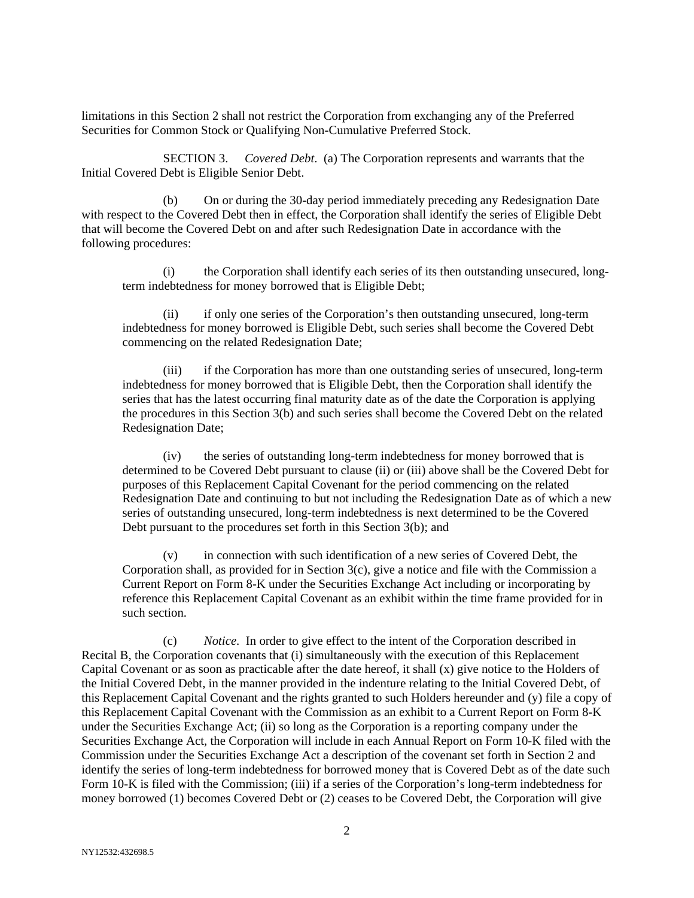limitations in this Section 2 shall not restrict the Corporation from exchanging any of the Preferred Securities for Common Stock or Qualifying Non-Cumulative Preferred Stock.

SECTION 3. *Covered Debt*. (a) The Corporation represents and warrants that the Initial Covered Debt is Eligible Senior Debt.

(b) On or during the 30-day period immediately preceding any Redesignation Date with respect to the Covered Debt then in effect, the Corporation shall identify the series of Eligible Debt that will become the Covered Debt on and after such Redesignation Date in accordance with the following procedures:

(i) the Corporation shall identify each series of its then outstanding unsecured, long-term indebtedness for money borrowed that is Eligible Debt;

(ii) if only one series of the Corporation's then outstanding unsecured, long-term indebtedness for money borrowed is Eligible Debt, such series shall become the Covered Debt commencing on the related Redesignation Date;

(iii) if the Corporation has more than one outstanding series of unsecured, long-term indebtedness for money borrowed that is Eligible Debt, then the Corporation shall identify the series that has the latest occurring final maturity date as of the date the Corporation is applying the procedures in this Section 3(b) and such series shall become the Covered Debt on the related Redesignation Date;

(iv) the series of outstanding long-term indebtedness for money borrowed that is determined to be Covered Debt pursuant to clause (ii) or (iii) above shall be the Covered Debt for purposes of this Replacement Capital Covenant for the period commencing on the related Redesignation Date and continuing to but not including the Redesignation Date as of which a new series of outstanding unsecured, long-term indebtedness is next determined to be the Covered Debt pursuant to the procedures set forth in this Section 3(b); and

(v) in connection with such identification of a new series of Covered Debt, the Corporation shall, as provided for in Section 3(c), give a notice and file with the Commission a Current Report on Form 8-K under the Securities Exchange Act including or incorporating by reference this Replacement Capital Covenant as an exhibit within the time frame provided for in such section.

(c) *Notice*. In order to give effect to the intent of the Corporation described in Recital B, the Corporation covenants that (i) simultaneously with the execution of this Replacement Capital Covenant or as soon as practicable after the date hereof, it shall (x) give notice to the Holders of the Initial Covered Debt, in the manner provided in the indenture relating to the Initial Covered Debt, of this Replacement Capital Covenant and the rights granted to such Holders hereunder and (y) file a copy of this Replacement Capital Covenant with the Commission as an exhibit to a Current Report on Form 8-K under the Securities Exchange Act; (ii) so long as the Corporation is a reporting company under the Securities Exchange Act, the Corporation will include in each Annual Report on Form 10-K filed with the Commission under the Securities Exchange Act a description of the covenant set forth in Section 2 and identify the series of long-term indebtedness for borrowed money that is Covered Debt as of the date such Form 10-K is filed with the Commission; (iii) if a series of the Corporation's long-term indebtedness for money borrowed (1) becomes Covered Debt or (2) ceases to be Covered Debt, the Corporation will give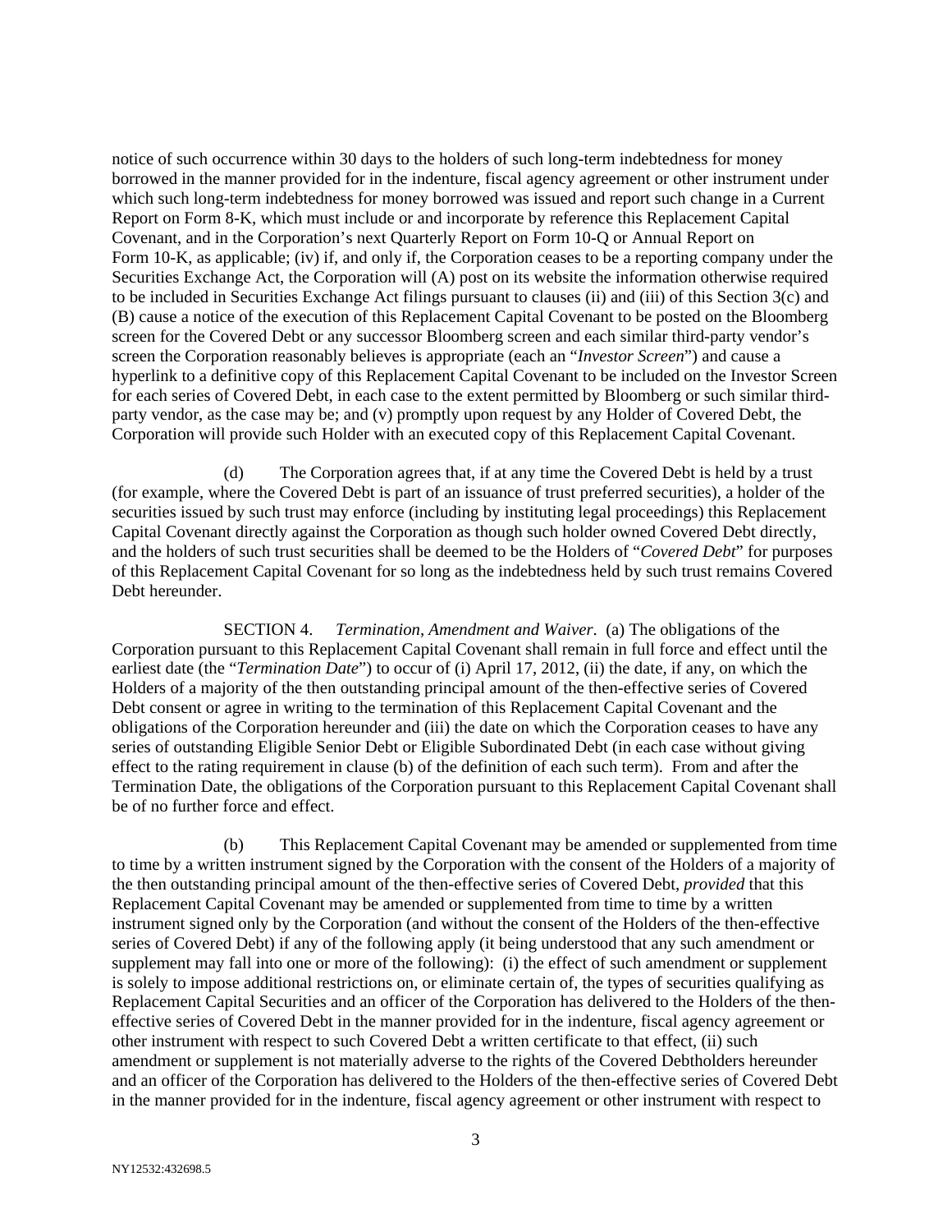notice of such occurrence within 30 days to the holders of such long-term indebtedness for money borrowed in the manner provided for in the indenture, fiscal agency agreement or other instrument under which such long-term indebtedness for money borrowed was issued and report such change in a Current Report on Form 8-K, which must include or and incorporate by reference this Replacement Capital Covenant, and in the Corporation's next Quarterly Report on Form 10-Q or Annual Report on Form 10-K, as applicable; (iv) if, and only if, the Corporation ceases to be a reporting company under the Securities Exchange Act, the Corporation will (A) post on its website the information otherwise required to be included in Securities Exchange Act filings pursuant to clauses (ii) and (iii) of this Section 3(c) and (B) cause a notice of the execution of this Replacement Capital Covenant to be posted on the Bloomberg screen for the Covered Debt or any successor Bloomberg screen and each similar third-party vendor's screen the Corporation reasonably believes is appropriate (each an "*Investor Screen*") and cause a hyperlink to a definitive copy of this Replacement Capital Covenant to be included on the Investor Screen for each series of Covered Debt, in each case to the extent permitted by Bloomberg or such similar third-party vendor, as the case may be; and (v) promptly upon request by any Holder of Covered Debt, the Corporation will provide such Holder with an executed copy of this Replacement Capital Covenant.

(d) The Corporation agrees that, if at any time the Covered Debt is held by a trust (for example, where the Covered Debt is part of an issuance of trust preferred securities), a holder of the securities issued by such trust may enforce (including by instituting legal proceedings) this Replacement Capital Covenant directly against the Corporation as though such holder owned Covered Debt directly, and the holders of such trust securities shall be deemed to be the Holders of "*Covered Debt*" for purposes of this Replacement Capital Covenant for so long as the indebtedness held by such trust remains Covered Debt hereunder.

SECTION 4. *Termination, Amendment and Waiver*. (a) The obligations of the Corporation pursuant to this Replacement Capital Covenant shall remain in full force and effect until the earliest date (the "*Termination Date*") to occur of (i) April 17, 2012, (ii) the date, if any, on which the Holders of a majority of the then outstanding principal amount of the then-effective series of Covered Debt consent or agree in writing to the termination of this Replacement Capital Covenant and the obligations of the Corporation hereunder and (iii) the date on which the Corporation ceases to have any series of outstanding Eligible Senior Debt or Eligible Subordinated Debt (in each case without giving effect to the rating requirement in clause (b) of the definition of each such term). From and after the Termination Date, the obligations of the Corporation pursuant to this Replacement Capital Covenant shall be of no further force and effect.

(b) This Replacement Capital Covenant may be amended or supplemented from time to time by a written instrument signed by the Corporation with the consent of the Holders of a majority of the then outstanding principal amount of the then-effective series of Covered Debt, *provided* that this Replacement Capital Covenant may be amended or supplemented from time to time by a written instrument signed only by the Corporation (and without the consent of the Holders of the then-effective series of Covered Debt) if any of the following apply (it being understood that any such amendment or supplement may fall into one or more of the following): (i) the effect of such amendment or supplement is solely to impose additional restrictions on, or eliminate certain of, the types of securities qualifying as Replacement Capital Securities and an officer of the Corporation has delivered to the Holders of the then-effective series of Covered Debt in the manner provided for in the indenture, fiscal agency agreement or other instrument with respect to such Covered Debt a written certificate to that effect, (ii) such amendment or supplement is not materially adverse to the rights of the Covered Debtholders hereunder and an officer of the Corporation has delivered to the Holders of the then-effective series of Covered Debt in the manner provided for in the indenture, fiscal agency agreement or other instrument with respect to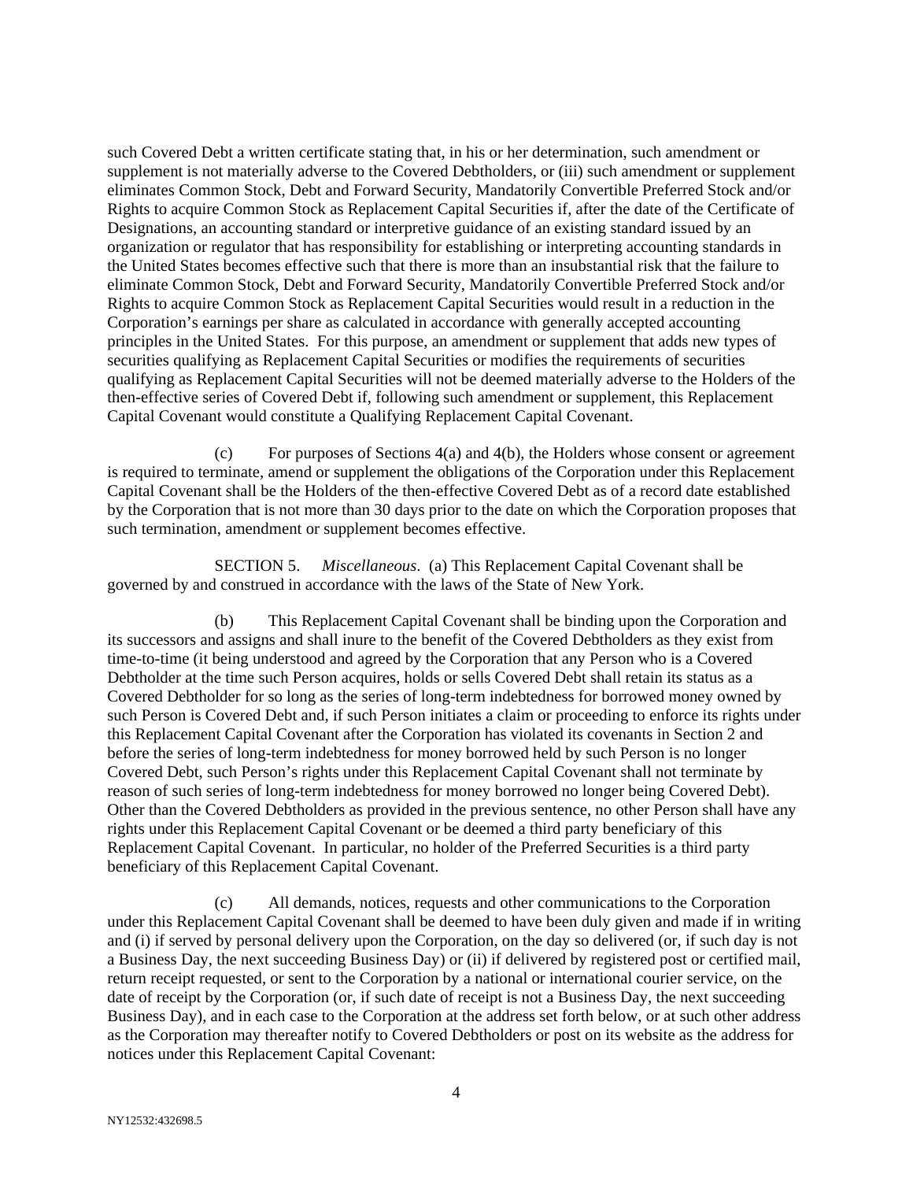such Covered Debt a written certificate stating that, in his or her determination, such amendment or supplement is not materially adverse to the Covered Debtholders, or (iii) such amendment or supplement eliminates Common Stock, Debt and Forward Security, Mandatorily Convertible Preferred Stock and/or Rights to acquire Common Stock as Replacement Capital Securities if, after the date of the Certificate of Designations, an accounting standard or interpretive guidance of an existing standard issued by an organization or regulator that has responsibility for establishing or interpreting accounting standards in the United States becomes effective such that there is more than an insubstantial risk that the failure to eliminate Common Stock, Debt and Forward Security, Mandatorily Convertible Preferred Stock and/or Rights to acquire Common Stock as Replacement Capital Securities would result in a reduction in the Corporation's earnings per share as calculated in accordance with generally accepted accounting principles in the United States. For this purpose, an amendment or supplement that adds new types of securities qualifying as Replacement Capital Securities or modifies the requirements of securities qualifying as Replacement Capital Securities will not be deemed materially adverse to the Holders of the then-effective series of Covered Debt if, following such amendment or supplement, this Replacement Capital Covenant would constitute a Qualifying Replacement Capital Covenant.

(c) For purposes of Sections 4(a) and 4(b), the Holders whose consent or agreement is required to terminate, amend or supplement the obligations of the Corporation under this Replacement Capital Covenant shall be the Holders of the then-effective Covered Debt as of a record date established by the Corporation that is not more than 30 days prior to the date on which the Corporation proposes that such termination, amendment or supplement becomes effective.

SECTION 5. *Miscellaneous*. (a) This Replacement Capital Covenant shall be governed by and construed in accordance with the laws of the State of New York.

(b) This Replacement Capital Covenant shall be binding upon the Corporation and its successors and assigns and shall inure to the benefit of the Covered Debtholders as they exist from time-to-time (it being understood and agreed by the Corporation that any Person who is a Covered Debtholder at the time such Person acquires, holds or sells Covered Debt shall retain its status as a Covered Debtholder for so long as the series of long-term indebtedness for borrowed money owned by such Person is Covered Debt and, if such Person initiates a claim or proceeding to enforce its rights under this Replacement Capital Covenant after the Corporation has violated its covenants in Section 2 and before the series of long-term indebtedness for money borrowed held by such Person is no longer Covered Debt, such Person's rights under this Replacement Capital Covenant shall not terminate by reason of such series of long-term indebtedness for money borrowed no longer being Covered Debt). Other than the Covered Debtholders as provided in the previous sentence, no other Person shall have any rights under this Replacement Capital Covenant or be deemed a third party beneficiary of this Replacement Capital Covenant. In particular, no holder of the Preferred Securities is a third party beneficiary of this Replacement Capital Covenant.

(c) All demands, notices, requests and other communications to the Corporation under this Replacement Capital Covenant shall be deemed to have been duly given and made if in writing and (i) if served by personal delivery upon the Corporation, on the day so delivered (or, if such day is not a Business Day, the next succeeding Business Day) or (ii) if delivered by registered post or certified mail, return receipt requested, or sent to the Corporation by a national or international courier service, on the date of receipt by the Corporation (or, if such date of receipt is not a Business Day, the next succeeding Business Day), and in each case to the Corporation at the address set forth below, or at such other address as the Corporation may thereafter notify to Covered Debtholders or post on its website as the address for notices under this Replacement Capital Covenant: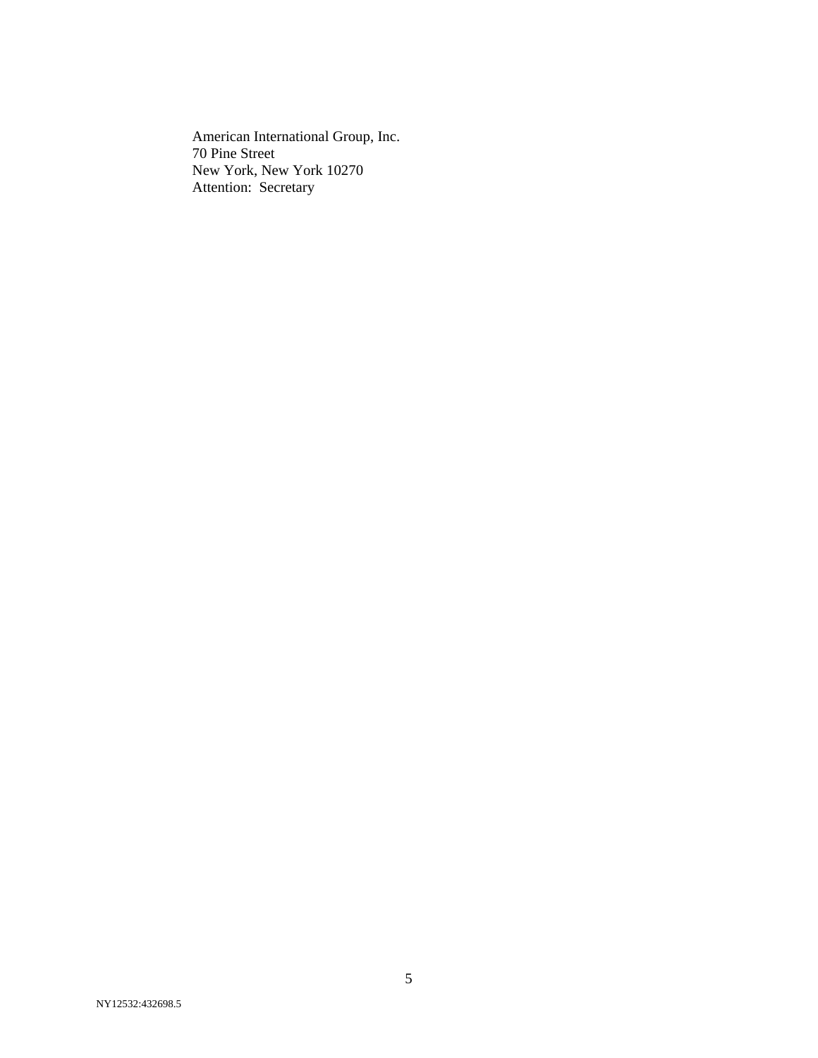American International Group, Inc.
70 Pine Street
New York, New York 10270
Attention: Secretary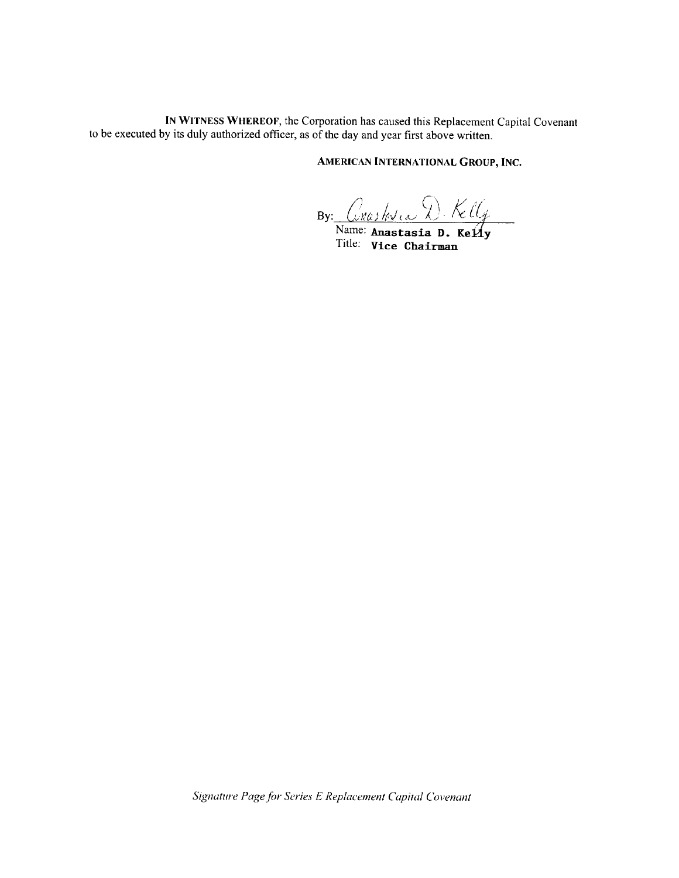**IN WITNESS WHEREOF**, the Corporation has caused this Replacement Capital Covenant to be executed by its duly authorized officer, as of the day and year first above written.

**AMERICAN INTERNATIONAL GROUP, INC.**

By: Anastasia D. Kelly

Name: **Anastasia D. Kelly**
Title: **Vice Chairman**

*Signature Page for Series E Replacement Capital Covenant*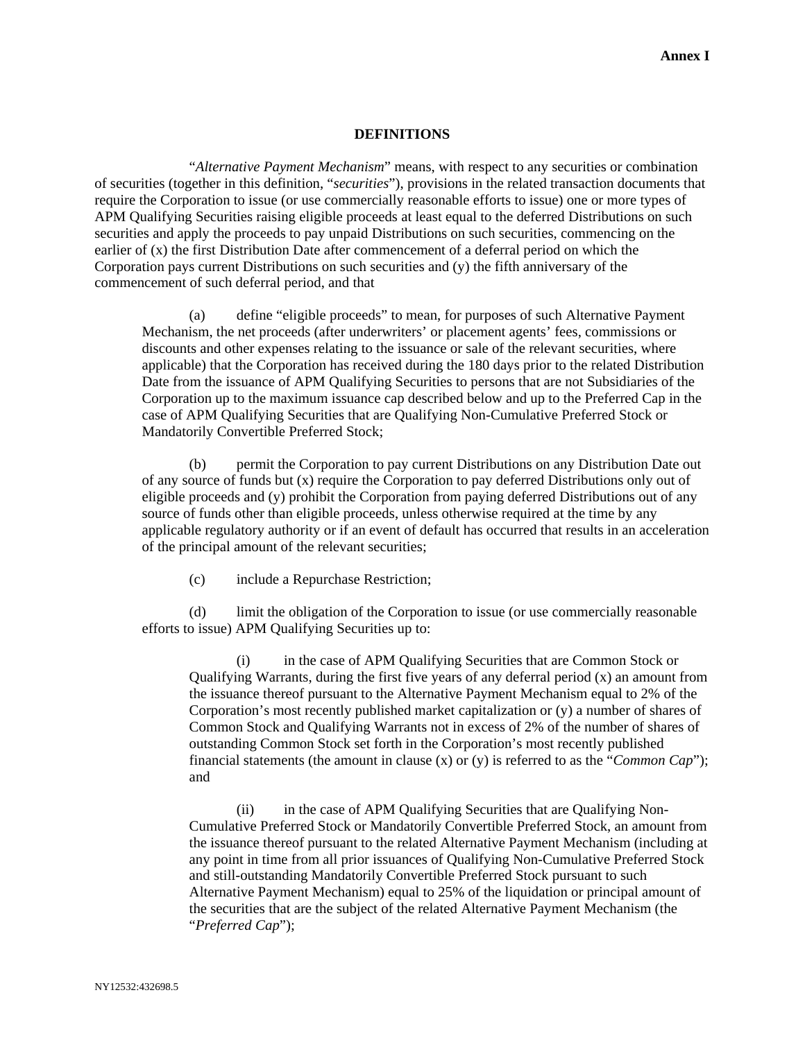**Annex I**

## DEFINITIONS

"*Alternative Payment Mechanism*" means, with respect to any securities or combination of securities (together in this definition, "*securities*"), provisions in the related transaction documents that require the Corporation to issue (or use commercially reasonable efforts to issue) one or more types of APM Qualifying Securities raising eligible proceeds at least equal to the deferred Distributions on such securities and apply the proceeds to pay unpaid Distributions on such securities, commencing on the earlier of (x) the first Distribution Date after commencement of a deferral period on which the Corporation pays current Distributions on such securities and (y) the fifth anniversary of the commencement of such deferral period, and that

(a) define "eligible proceeds" to mean, for purposes of such Alternative Payment Mechanism, the net proceeds (after underwriters' or placement agents' fees, commissions or discounts and other expenses relating to the issuance or sale of the relevant securities, where applicable) that the Corporation has received during the 180 days prior to the related Distribution Date from the issuance of APM Qualifying Securities to persons that are not Subsidiaries of the Corporation up to the maximum issuance cap described below and up to the Preferred Cap in the case of APM Qualifying Securities that are Qualifying Non-Cumulative Preferred Stock or Mandatorily Convertible Preferred Stock;

(b) permit the Corporation to pay current Distributions on any Distribution Date out of any source of funds but (x) require the Corporation to pay deferred Distributions only out of eligible proceeds and (y) prohibit the Corporation from paying deferred Distributions out of any source of funds other than eligible proceeds, unless otherwise required at the time by any applicable regulatory authority or if an event of default has occurred that results in an acceleration of the principal amount of the relevant securities;

(c) include a Repurchase Restriction;

(d) limit the obligation of the Corporation to issue (or use commercially reasonable efforts to issue) APM Qualifying Securities up to:

(i) in the case of APM Qualifying Securities that are Common Stock or Qualifying Warrants, during the first five years of any deferral period (x) an amount from the issuance thereof pursuant to the Alternative Payment Mechanism equal to 2% of the Corporation's most recently published market capitalization or (y) a number of shares of Common Stock and Qualifying Warrants not in excess of 2% of the number of shares of outstanding Common Stock set forth in the Corporation's most recently published financial statements (the amount in clause (x) or (y) is referred to as the "*Common Cap*"); and

(ii) in the case of APM Qualifying Securities that are Qualifying Non-Cumulative Preferred Stock or Mandatorily Convertible Preferred Stock, an amount from the issuance thereof pursuant to the related Alternative Payment Mechanism (including at any point in time from all prior issuances of Qualifying Non-Cumulative Preferred Stock and still-outstanding Mandatorily Convertible Preferred Stock pursuant to such Alternative Payment Mechanism) equal to 25% of the liquidation or principal amount of the securities that are the subject of the related Alternative Payment Mechanism (the "*Preferred Cap*");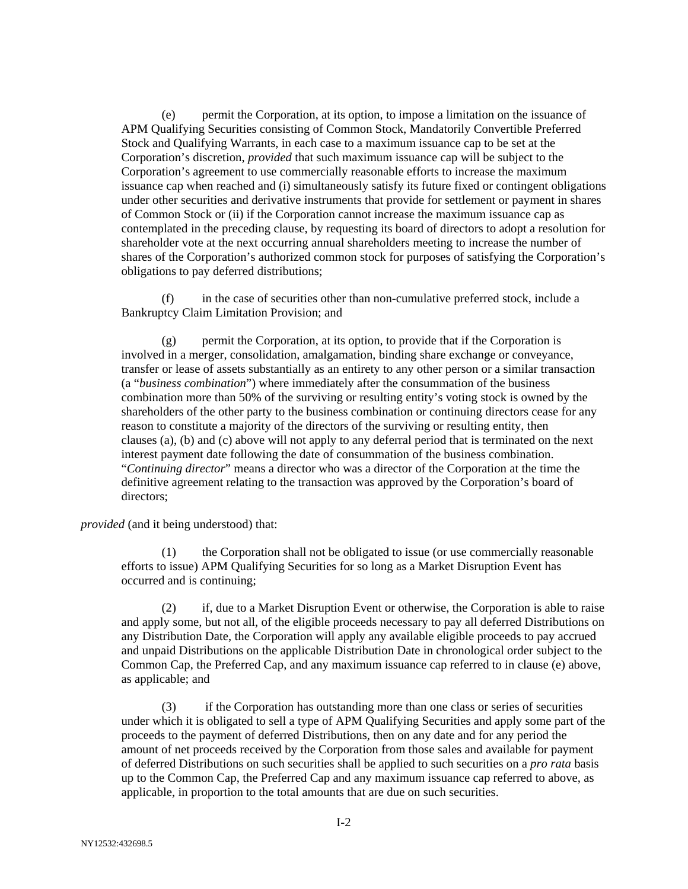(e) permit the Corporation, at its option, to impose a limitation on the issuance of APM Qualifying Securities consisting of Common Stock, Mandatorily Convertible Preferred Stock and Qualifying Warrants, in each case to a maximum issuance cap to be set at the Corporation's discretion, *provided* that such maximum issuance cap will be subject to the Corporation's agreement to use commercially reasonable efforts to increase the maximum issuance cap when reached and (i) simultaneously satisfy its future fixed or contingent obligations under other securities and derivative instruments that provide for settlement or payment in shares of Common Stock or (ii) if the Corporation cannot increase the maximum issuance cap as contemplated in the preceding clause, by requesting its board of directors to adopt a resolution for shareholder vote at the next occurring annual shareholders meeting to increase the number of shares of the Corporation's authorized common stock for purposes of satisfying the Corporation's obligations to pay deferred distributions;

(f) in the case of securities other than non-cumulative preferred stock, include a Bankruptcy Claim Limitation Provision; and

(g) permit the Corporation, at its option, to provide that if the Corporation is involved in a merger, consolidation, amalgamation, binding share exchange or conveyance, transfer or lease of assets substantially as an entirety to any other person or a similar transaction (a "*business combination*") where immediately after the consummation of the business combination more than 50% of the surviving or resulting entity's voting stock is owned by the shareholders of the other party to the business combination or continuing directors cease for any reason to constitute a majority of the directors of the surviving or resulting entity, then clauses (a), (b) and (c) above will not apply to any deferral period that is terminated on the next interest payment date following the date of consummation of the business combination. "*Continuing director*" means a director who was a director of the Corporation at the time the definitive agreement relating to the transaction was approved by the Corporation's board of directors;

*provided* (and it being understood) that:

(1) the Corporation shall not be obligated to issue (or use commercially reasonable efforts to issue) APM Qualifying Securities for so long as a Market Disruption Event has occurred and is continuing;

(2) if, due to a Market Disruption Event or otherwise, the Corporation is able to raise and apply some, but not all, of the eligible proceeds necessary to pay all deferred Distributions on any Distribution Date, the Corporation will apply any available eligible proceeds to pay accrued and unpaid Distributions on the applicable Distribution Date in chronological order subject to the Common Cap, the Preferred Cap, and any maximum issuance cap referred to in clause (e) above, as applicable; and

(3) if the Corporation has outstanding more than one class or series of securities under which it is obligated to sell a type of APM Qualifying Securities and apply some part of the proceeds to the payment of deferred Distributions, then on any date and for any period the amount of net proceeds received by the Corporation from those sales and available for payment of deferred Distributions on such securities shall be applied to such securities on a *pro rata* basis up to the Common Cap, the Preferred Cap and any maximum issuance cap referred to above, as applicable, in proportion to the total amounts that are due on such securities.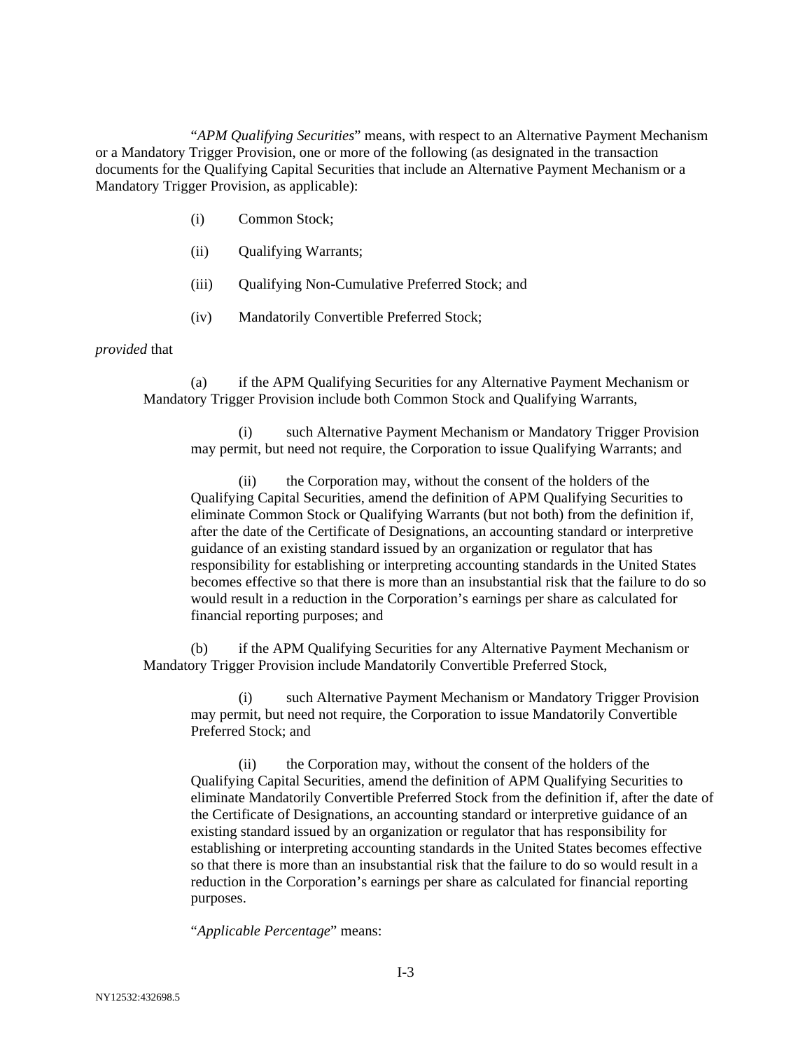"*APM Qualifying Securities*" means, with respect to an Alternative Payment Mechanism or a Mandatory Trigger Provision, one or more of the following (as designated in the transaction documents for the Qualifying Capital Securities that include an Alternative Payment Mechanism or a Mandatory Trigger Provision, as applicable):

(i) Common Stock;

(ii) Qualifying Warrants;

(iii) Qualifying Non-Cumulative Preferred Stock; and

(iv) Mandatorily Convertible Preferred Stock;

*provided* that

(a) if the APM Qualifying Securities for any Alternative Payment Mechanism or Mandatory Trigger Provision include both Common Stock and Qualifying Warrants,

(i) such Alternative Payment Mechanism or Mandatory Trigger Provision may permit, but need not require, the Corporation to issue Qualifying Warrants; and

(ii) the Corporation may, without the consent of the holders of the Qualifying Capital Securities, amend the definition of APM Qualifying Securities to eliminate Common Stock or Qualifying Warrants (but not both) from the definition if, after the date of the Certificate of Designations, an accounting standard or interpretive guidance of an existing standard issued by an organization or regulator that has responsibility for establishing or interpreting accounting standards in the United States becomes effective so that there is more than an insubstantial risk that the failure to do so would result in a reduction in the Corporation's earnings per share as calculated for financial reporting purposes; and

(b) if the APM Qualifying Securities for any Alternative Payment Mechanism or Mandatory Trigger Provision include Mandatorily Convertible Preferred Stock,

(i) such Alternative Payment Mechanism or Mandatory Trigger Provision may permit, but need not require, the Corporation to issue Mandatorily Convertible Preferred Stock; and

(ii) the Corporation may, without the consent of the holders of the Qualifying Capital Securities, amend the definition of APM Qualifying Securities to eliminate Mandatorily Convertible Preferred Stock from the definition if, after the date of the Certificate of Designations, an accounting standard or interpretive guidance of an existing standard issued by an organization or regulator that has responsibility for establishing or interpreting accounting standards in the United States becomes effective so that there is more than an insubstantial risk that the failure to do so would result in a reduction in the Corporation's earnings per share as calculated for financial reporting purposes.

"*Applicable Percentage*" means: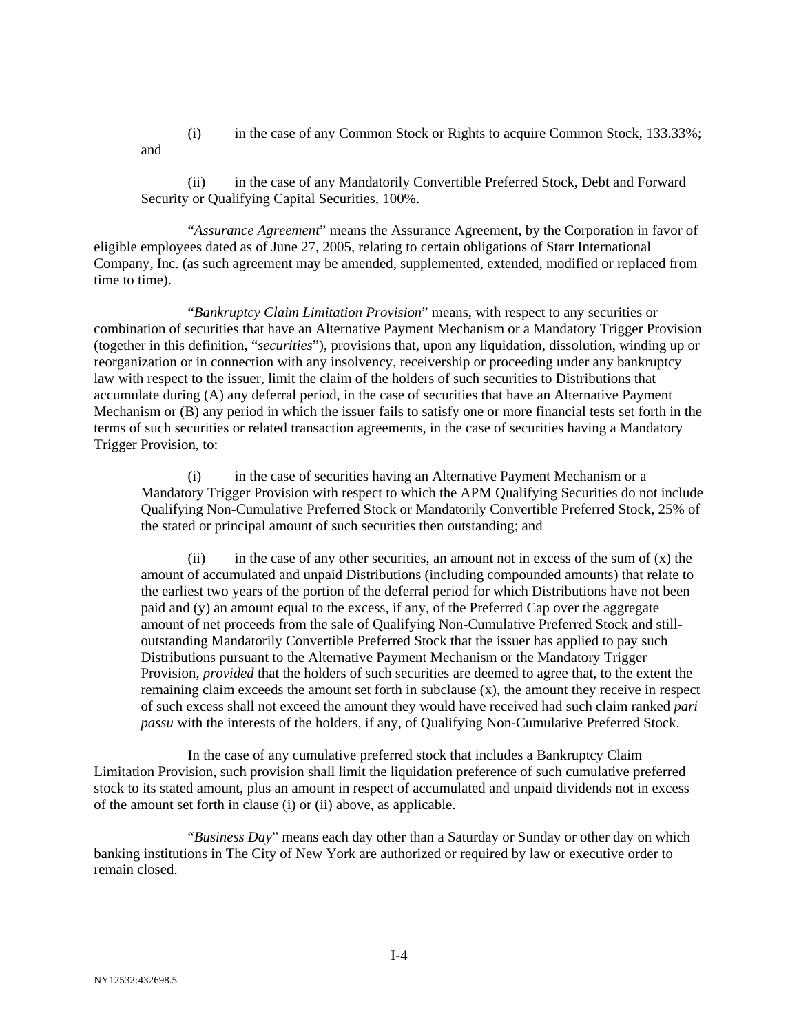(i) in the case of any Common Stock or Rights to acquire Common Stock, 133.33%; and

(ii) in the case of any Mandatorily Convertible Preferred Stock, Debt and Forward Security or Qualifying Capital Securities, 100%.

"*Assurance Agreement*" means the Assurance Agreement, by the Corporation in favor of eligible employees dated as of June 27, 2005, relating to certain obligations of Starr International Company, Inc. (as such agreement may be amended, supplemented, extended, modified or replaced from time to time).

"*Bankruptcy Claim Limitation Provision*" means, with respect to any securities or combination of securities that have an Alternative Payment Mechanism or a Mandatory Trigger Provision (together in this definition, "*securities*"), provisions that, upon any liquidation, dissolution, winding up or reorganization or in connection with any insolvency, receivership or proceeding under any bankruptcy law with respect to the issuer, limit the claim of the holders of such securities to Distributions that accumulate during (A) any deferral period, in the case of securities that have an Alternative Payment Mechanism or (B) any period in which the issuer fails to satisfy one or more financial tests set forth in the terms of such securities or related transaction agreements, in the case of securities having a Mandatory Trigger Provision, to:

(i) in the case of securities having an Alternative Payment Mechanism or a Mandatory Trigger Provision with respect to which the APM Qualifying Securities do not include Qualifying Non-Cumulative Preferred Stock or Mandatorily Convertible Preferred Stock, 25% of the stated or principal amount of such securities then outstanding; and

(ii) in the case of any other securities, an amount not in excess of the sum of (x) the amount of accumulated and unpaid Distributions (including compounded amounts) that relate to the earliest two years of the portion of the deferral period for which Distributions have not been paid and (y) an amount equal to the excess, if any, of the Preferred Cap over the aggregate amount of net proceeds from the sale of Qualifying Non-Cumulative Preferred Stock and still-outstanding Mandatorily Convertible Preferred Stock that the issuer has applied to pay such Distributions pursuant to the Alternative Payment Mechanism or the Mandatory Trigger Provision, *provided* that the holders of such securities are deemed to agree that, to the extent the remaining claim exceeds the amount set forth in subclause (x), the amount they receive in respect of such excess shall not exceed the amount they would have received had such claim ranked *pari passu* with the interests of the holders, if any, of Qualifying Non-Cumulative Preferred Stock.

In the case of any cumulative preferred stock that includes a Bankruptcy Claim Limitation Provision, such provision shall limit the liquidation preference of such cumulative preferred stock to its stated amount, plus an amount in respect of accumulated and unpaid dividends not in excess of the amount set forth in clause (i) or (ii) above, as applicable.

"*Business Day*" means each day other than a Saturday or Sunday or other day on which banking institutions in The City of New York are authorized or required by law or executive order to remain closed.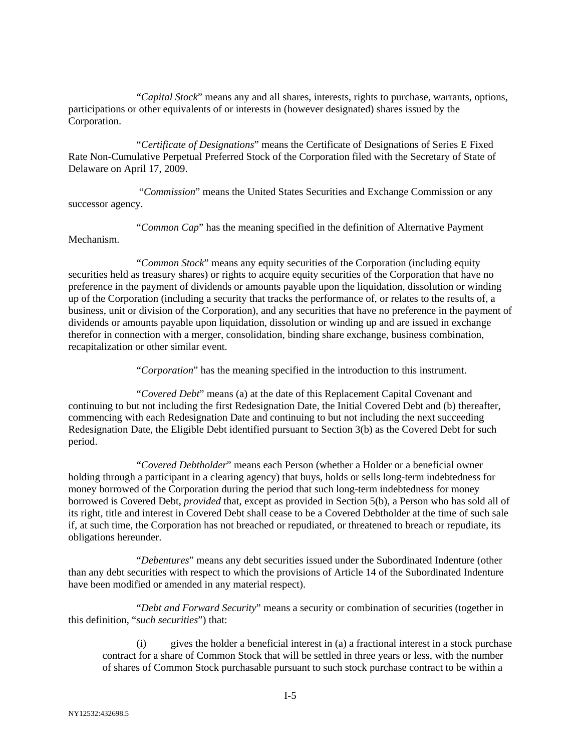"*Capital Stock*" means any and all shares, interests, rights to purchase, warrants, options, participations or other equivalents of or interests in (however designated) shares issued by the Corporation.

"*Certificate of Designations*" means the Certificate of Designations of Series E Fixed Rate Non-Cumulative Perpetual Preferred Stock of the Corporation filed with the Secretary of State of Delaware on April 17, 2009.

"*Commission*" means the United States Securities and Exchange Commission or any successor agency.

"*Common Cap*" has the meaning specified in the definition of Alternative Payment Mechanism.

"*Common Stock*" means any equity securities of the Corporation (including equity securities held as treasury shares) or rights to acquire equity securities of the Corporation that have no preference in the payment of dividends or amounts payable upon the liquidation, dissolution or winding up of the Corporation (including a security that tracks the performance of, or relates to the results of, a business, unit or division of the Corporation), and any securities that have no preference in the payment of dividends or amounts payable upon liquidation, dissolution or winding up and are issued in exchange therefor in connection with a merger, consolidation, binding share exchange, business combination, recapitalization or other similar event.

"*Corporation*" has the meaning specified in the introduction to this instrument.

"*Covered Debt*" means (a) at the date of this Replacement Capital Covenant and continuing to but not including the first Redesignation Date, the Initial Covered Debt and (b) thereafter, commencing with each Redesignation Date and continuing to but not including the next succeeding Redesignation Date, the Eligible Debt identified pursuant to Section 3(b) as the Covered Debt for such period.

"*Covered Debtholder*" means each Person (whether a Holder or a beneficial owner holding through a participant in a clearing agency) that buys, holds or sells long-term indebtedness for money borrowed of the Corporation during the period that such long-term indebtedness for money borrowed is Covered Debt, *provided* that, except as provided in Section 5(b), a Person who has sold all of its right, title and interest in Covered Debt shall cease to be a Covered Debtholder at the time of such sale if, at such time, the Corporation has not breached or repudiated, or threatened to breach or repudiate, its obligations hereunder.

"*Debentures*" means any debt securities issued under the Subordinated Indenture (other than any debt securities with respect to which the provisions of Article 14 of the Subordinated Indenture have been modified or amended in any material respect).

"*Debt and Forward Security*" means a security or combination of securities (together in this definition, "*such securities*") that:

(i) gives the holder a beneficial interest in (a) a fractional interest in a stock purchase contract for a share of Common Stock that will be settled in three years or less, with the number of shares of Common Stock purchasable pursuant to such stock purchase contract to be within a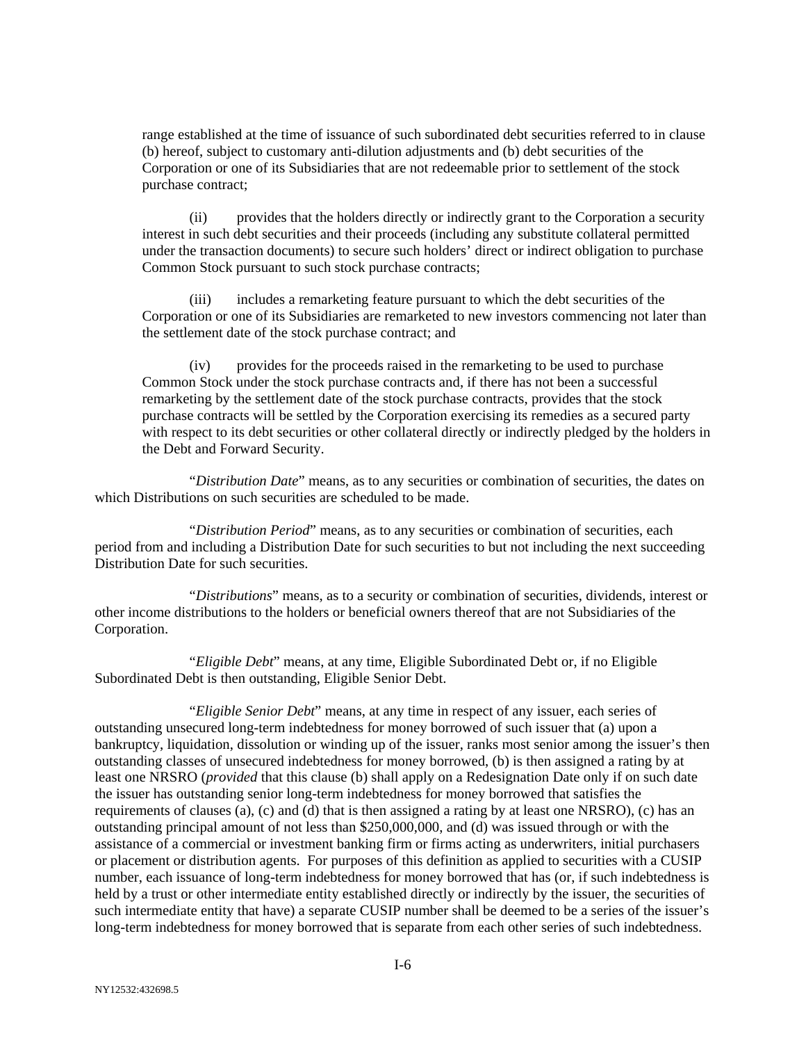range established at the time of issuance of such subordinated debt securities referred to in clause (b) hereof, subject to customary anti-dilution adjustments and (b) debt securities of the Corporation or one of its Subsidiaries that are not redeemable prior to settlement of the stock purchase contract;

(ii) provides that the holders directly or indirectly grant to the Corporation a security interest in such debt securities and their proceeds (including any substitute collateral permitted under the transaction documents) to secure such holders' direct or indirect obligation to purchase Common Stock pursuant to such stock purchase contracts;

(iii) includes a remarketing feature pursuant to which the debt securities of the Corporation or one of its Subsidiaries are remarketed to new investors commencing not later than the settlement date of the stock purchase contract; and

(iv) provides for the proceeds raised in the remarketing to be used to purchase Common Stock under the stock purchase contracts and, if there has not been a successful remarketing by the settlement date of the stock purchase contracts, provides that the stock purchase contracts will be settled by the Corporation exercising its remedies as a secured party with respect to its debt securities or other collateral directly or indirectly pledged by the holders in the Debt and Forward Security.

"*Distribution Date*" means, as to any securities or combination of securities, the dates on which Distributions on such securities are scheduled to be made.

"*Distribution Period*" means, as to any securities or combination of securities, each period from and including a Distribution Date for such securities to but not including the next succeeding Distribution Date for such securities.

"*Distributions*" means, as to a security or combination of securities, dividends, interest or other income distributions to the holders or beneficial owners thereof that are not Subsidiaries of the Corporation.

"*Eligible Debt*" means, at any time, Eligible Subordinated Debt or, if no Eligible Subordinated Debt is then outstanding, Eligible Senior Debt.

"*Eligible Senior Debt*" means, at any time in respect of any issuer, each series of outstanding unsecured long-term indebtedness for money borrowed of such issuer that (a) upon a bankruptcy, liquidation, dissolution or winding up of the issuer, ranks most senior among the issuer's then outstanding classes of unsecured indebtedness for money borrowed, (b) is then assigned a rating by at least one NRSRO (*provided* that this clause (b) shall apply on a Redesignation Date only if on such date the issuer has outstanding senior long-term indebtedness for money borrowed that satisfies the requirements of clauses (a), (c) and (d) that is then assigned a rating by at least one NRSRO), (c) has an outstanding principal amount of not less than $250,000,000, and (d) was issued through or with the assistance of a commercial or investment banking firm or firms acting as underwriters, initial purchasers or placement or distribution agents. For purposes of this definition as applied to securities with a CUSIP number, each issuance of long-term indebtedness for money borrowed that has (or, if such indebtedness is held by a trust or other intermediate entity established directly or indirectly by the issuer, the securities of such intermediate entity that have) a separate CUSIP number shall be deemed to be a series of the issuer's long-term indebtedness for money borrowed that is separate from each other series of such indebtedness.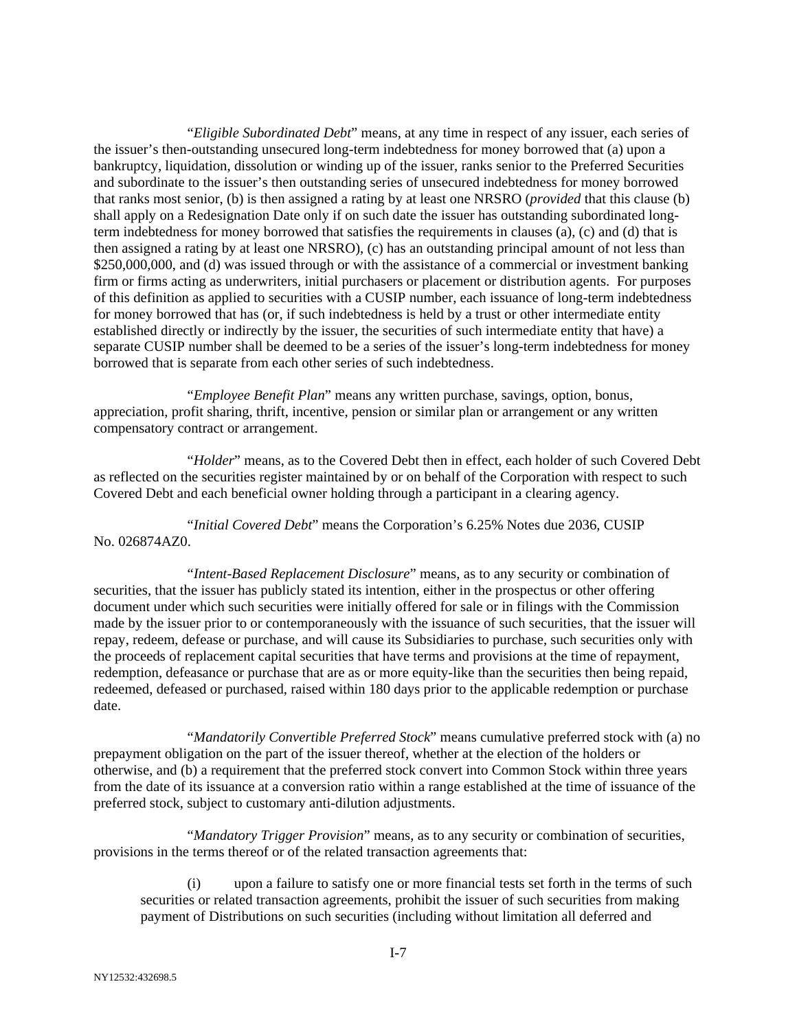"*Eligible Subordinated Debt*" means, at any time in respect of any issuer, each series of the issuer's then-outstanding unsecured long-term indebtedness for money borrowed that (a) upon a bankruptcy, liquidation, dissolution or winding up of the issuer, ranks senior to the Preferred Securities and subordinate to the issuer's then outstanding series of unsecured indebtedness for money borrowed that ranks most senior, (b) is then assigned a rating by at least one NRSRO (*provided* that this clause (b) shall apply on a Redesignation Date only if on such date the issuer has outstanding subordinated long-term indebtedness for money borrowed that satisfies the requirements in clauses (a), (c) and (d) that is then assigned a rating by at least one NRSRO), (c) has an outstanding principal amount of not less than $250,000,000, and (d) was issued through or with the assistance of a commercial or investment banking firm or firms acting as underwriters, initial purchasers or placement or distribution agents. For purposes of this definition as applied to securities with a CUSIP number, each issuance of long-term indebtedness for money borrowed that has (or, if such indebtedness is held by a trust or other intermediate entity established directly or indirectly by the issuer, the securities of such intermediate entity that have) a separate CUSIP number shall be deemed to be a series of the issuer's long-term indebtedness for money borrowed that is separate from each other series of such indebtedness.

"*Employee Benefit Plan*" means any written purchase, savings, option, bonus, appreciation, profit sharing, thrift, incentive, pension or similar plan or arrangement or any written compensatory contract or arrangement.

"*Holder*" means, as to the Covered Debt then in effect, each holder of such Covered Debt as reflected on the securities register maintained by or on behalf of the Corporation with respect to such Covered Debt and each beneficial owner holding through a participant in a clearing agency.

"*Initial Covered Debt*" means the Corporation's 6.25% Notes due 2036, CUSIP No. 026874AZ0.

"*Intent-Based Replacement Disclosure*" means, as to any security or combination of securities, that the issuer has publicly stated its intention, either in the prospectus or other offering document under which such securities were initially offered for sale or in filings with the Commission made by the issuer prior to or contemporaneously with the issuance of such securities, that the issuer will repay, redeem, defease or purchase, and will cause its Subsidiaries to purchase, such securities only with the proceeds of replacement capital securities that have terms and provisions at the time of repayment, redemption, defeasance or purchase that are as or more equity-like than the securities then being repaid, redeemed, defeased or purchased, raised within 180 days prior to the applicable redemption or purchase date.

"*Mandatorily Convertible Preferred Stock*" means cumulative preferred stock with (a) no prepayment obligation on the part of the issuer thereof, whether at the election of the holders or otherwise, and (b) a requirement that the preferred stock convert into Common Stock within three years from the date of its issuance at a conversion ratio within a range established at the time of issuance of the preferred stock, subject to customary anti-dilution adjustments.

"*Mandatory Trigger Provision*" means, as to any security or combination of securities, provisions in the terms thereof or of the related transaction agreements that:

(i) upon a failure to satisfy one or more financial tests set forth in the terms of such securities or related transaction agreements, prohibit the issuer of such securities from making payment of Distributions on such securities (including without limitation all deferred and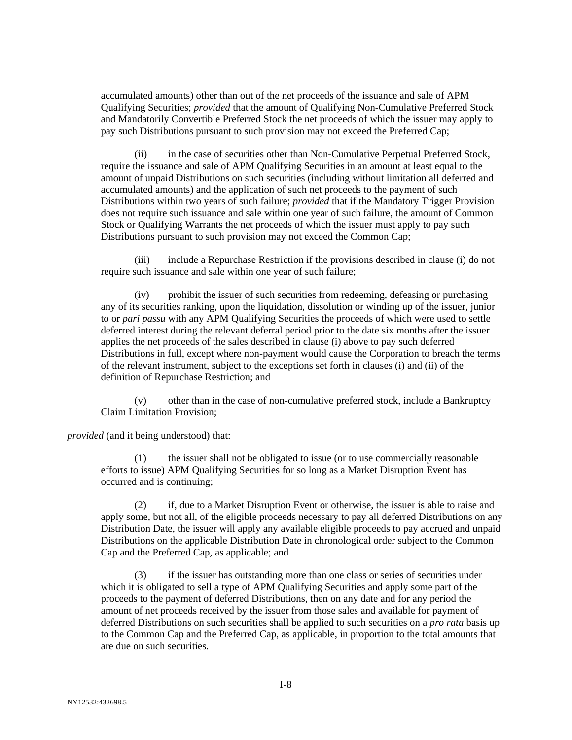accumulated amounts) other than out of the net proceeds of the issuance and sale of APM Qualifying Securities; *provided* that the amount of Qualifying Non-Cumulative Preferred Stock and Mandatorily Convertible Preferred Stock the net proceeds of which the issuer may apply to pay such Distributions pursuant to such provision may not exceed the Preferred Cap;

(ii) in the case of securities other than Non-Cumulative Perpetual Preferred Stock, require the issuance and sale of APM Qualifying Securities in an amount at least equal to the amount of unpaid Distributions on such securities (including without limitation all deferred and accumulated amounts) and the application of such net proceeds to the payment of such Distributions within two years of such failure; *provided* that if the Mandatory Trigger Provision does not require such issuance and sale within one year of such failure, the amount of Common Stock or Qualifying Warrants the net proceeds of which the issuer must apply to pay such Distributions pursuant to such provision may not exceed the Common Cap;

(iii) include a Repurchase Restriction if the provisions described in clause (i) do not require such issuance and sale within one year of such failure;

(iv) prohibit the issuer of such securities from redeeming, defeasing or purchasing any of its securities ranking, upon the liquidation, dissolution or winding up of the issuer, junior to or *pari passu* with any APM Qualifying Securities the proceeds of which were used to settle deferred interest during the relevant deferral period prior to the date six months after the issuer applies the net proceeds of the sales described in clause (i) above to pay such deferred Distributions in full, except where non-payment would cause the Corporation to breach the terms of the relevant instrument, subject to the exceptions set forth in clauses (i) and (ii) of the definition of Repurchase Restriction; and

(v) other than in the case of non-cumulative preferred stock, include a Bankruptcy Claim Limitation Provision;

*provided* (and it being understood) that:

(1) the issuer shall not be obligated to issue (or to use commercially reasonable efforts to issue) APM Qualifying Securities for so long as a Market Disruption Event has occurred and is continuing;

(2) if, due to a Market Disruption Event or otherwise, the issuer is able to raise and apply some, but not all, of the eligible proceeds necessary to pay all deferred Distributions on any Distribution Date, the issuer will apply any available eligible proceeds to pay accrued and unpaid Distributions on the applicable Distribution Date in chronological order subject to the Common Cap and the Preferred Cap, as applicable; and

(3) if the issuer has outstanding more than one class or series of securities under which it is obligated to sell a type of APM Qualifying Securities and apply some part of the proceeds to the payment of deferred Distributions, then on any date and for any period the amount of net proceeds received by the issuer from those sales and available for payment of deferred Distributions on such securities shall be applied to such securities on a *pro rata* basis up to the Common Cap and the Preferred Cap, as applicable, in proportion to the total amounts that are due on such securities.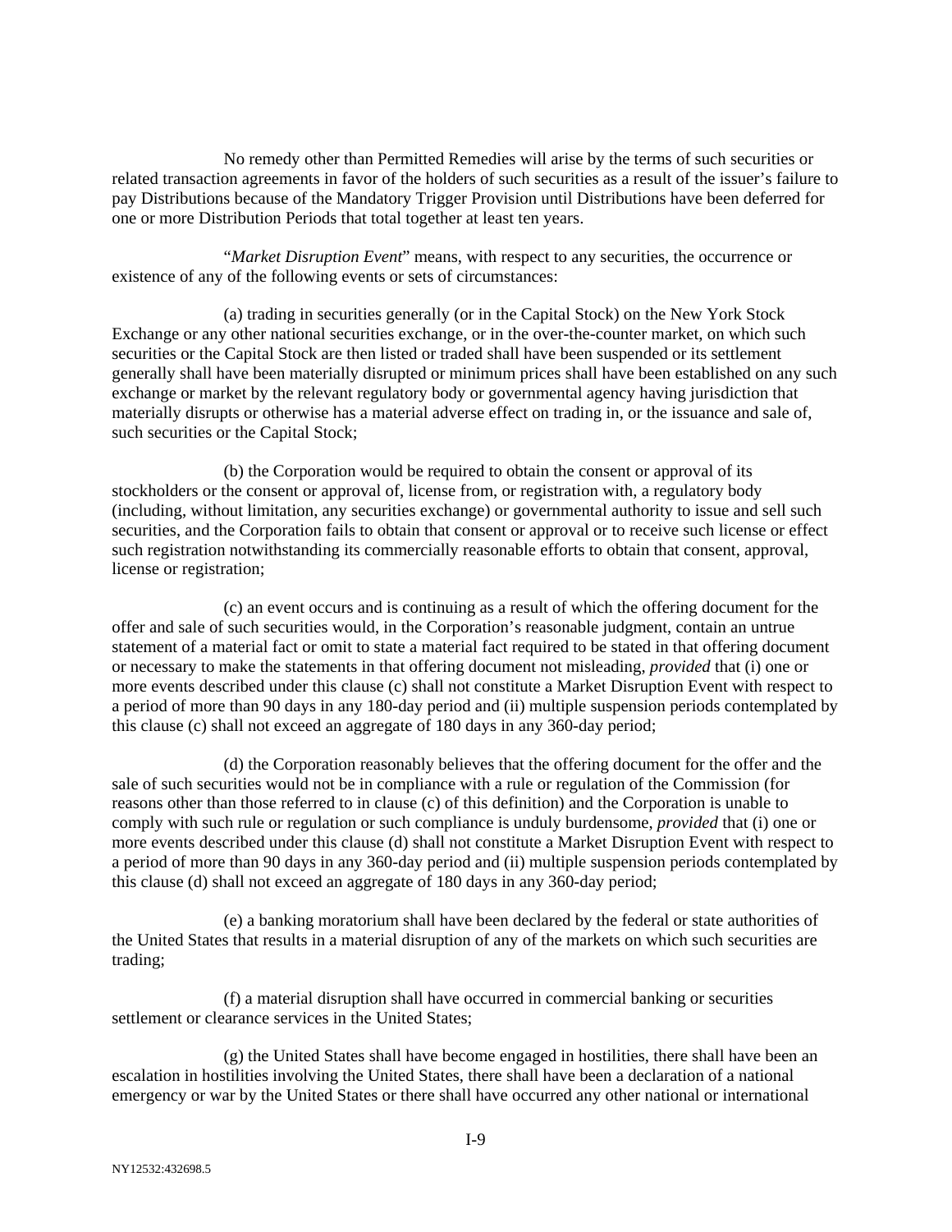No remedy other than Permitted Remedies will arise by the terms of such securities or related transaction agreements in favor of the holders of such securities as a result of the issuer's failure to pay Distributions because of the Mandatory Trigger Provision until Distributions have been deferred for one or more Distribution Periods that total together at least ten years.

"*Market Disruption Event*" means, with respect to any securities, the occurrence or existence of any of the following events or sets of circumstances:

(a) trading in securities generally (or in the Capital Stock) on the New York Stock Exchange or any other national securities exchange, or in the over-the-counter market, on which such securities or the Capital Stock are then listed or traded shall have been suspended or its settlement generally shall have been materially disrupted or minimum prices shall have been established on any such exchange or market by the relevant regulatory body or governmental agency having jurisdiction that materially disrupts or otherwise has a material adverse effect on trading in, or the issuance and sale of, such securities or the Capital Stock;

(b) the Corporation would be required to obtain the consent or approval of its stockholders or the consent or approval of, license from, or registration with, a regulatory body (including, without limitation, any securities exchange) or governmental authority to issue and sell such securities, and the Corporation fails to obtain that consent or approval or to receive such license or effect such registration notwithstanding its commercially reasonable efforts to obtain that consent, approval, license or registration;

(c) an event occurs and is continuing as a result of which the offering document for the offer and sale of such securities would, in the Corporation's reasonable judgment, contain an untrue statement of a material fact or omit to state a material fact required to be stated in that offering document or necessary to make the statements in that offering document not misleading, *provided* that (i) one or more events described under this clause (c) shall not constitute a Market Disruption Event with respect to a period of more than 90 days in any 180-day period and (ii) multiple suspension periods contemplated by this clause (c) shall not exceed an aggregate of 180 days in any 360-day period;

(d) the Corporation reasonably believes that the offering document for the offer and the sale of such securities would not be in compliance with a rule or regulation of the Commission (for reasons other than those referred to in clause (c) of this definition) and the Corporation is unable to comply with such rule or regulation or such compliance is unduly burdensome, *provided* that (i) one or more events described under this clause (d) shall not constitute a Market Disruption Event with respect to a period of more than 90 days in any 360-day period and (ii) multiple suspension periods contemplated by this clause (d) shall not exceed an aggregate of 180 days in any 360-day period;

(e) a banking moratorium shall have been declared by the federal or state authorities of the United States that results in a material disruption of any of the markets on which such securities are trading;

(f) a material disruption shall have occurred in commercial banking or securities settlement or clearance services in the United States;

(g) the United States shall have become engaged in hostilities, there shall have been an escalation in hostilities involving the United States, there shall have been a declaration of a national emergency or war by the United States or there shall have occurred any other national or international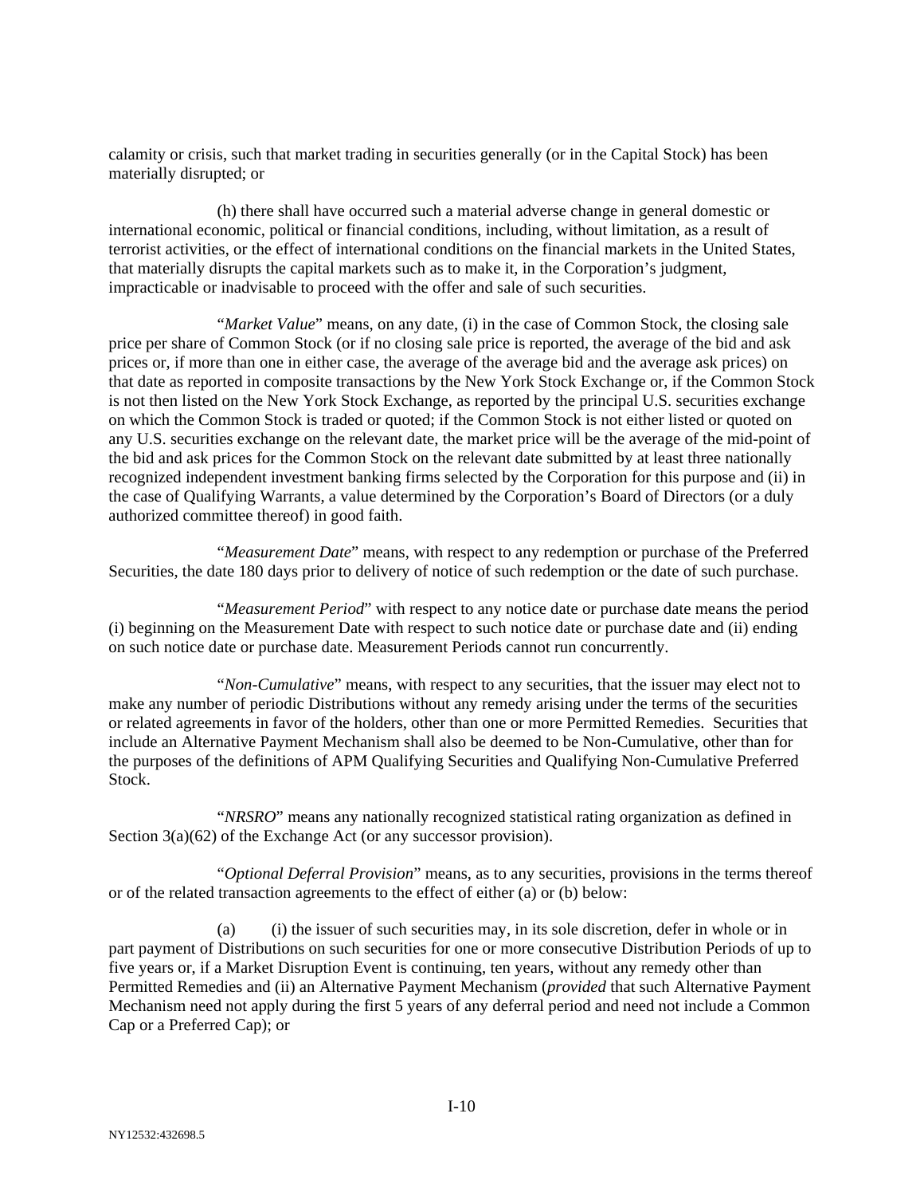calamity or crisis, such that market trading in securities generally (or in the Capital Stock) has been materially disrupted; or

(h) there shall have occurred such a material adverse change in general domestic or international economic, political or financial conditions, including, without limitation, as a result of terrorist activities, or the effect of international conditions on the financial markets in the United States, that materially disrupts the capital markets such as to make it, in the Corporation's judgment, impracticable or inadvisable to proceed with the offer and sale of such securities.

"*Market Value*" means, on any date, (i) in the case of Common Stock, the closing sale price per share of Common Stock (or if no closing sale price is reported, the average of the bid and ask prices or, if more than one in either case, the average of the average bid and the average ask prices) on that date as reported in composite transactions by the New York Stock Exchange or, if the Common Stock is not then listed on the New York Stock Exchange, as reported by the principal U.S. securities exchange on which the Common Stock is traded or quoted; if the Common Stock is not either listed or quoted on any U.S. securities exchange on the relevant date, the market price will be the average of the mid-point of the bid and ask prices for the Common Stock on the relevant date submitted by at least three nationally recognized independent investment banking firms selected by the Corporation for this purpose and (ii) in the case of Qualifying Warrants, a value determined by the Corporation's Board of Directors (or a duly authorized committee thereof) in good faith.

"*Measurement Date*" means, with respect to any redemption or purchase of the Preferred Securities, the date 180 days prior to delivery of notice of such redemption or the date of such purchase.

"*Measurement Period*" with respect to any notice date or purchase date means the period (i) beginning on the Measurement Date with respect to such notice date or purchase date and (ii) ending on such notice date or purchase date. Measurement Periods cannot run concurrently.

"*Non-Cumulative*" means, with respect to any securities, that the issuer may elect not to make any number of periodic Distributions without any remedy arising under the terms of the securities or related agreements in favor of the holders, other than one or more Permitted Remedies. Securities that include an Alternative Payment Mechanism shall also be deemed to be Non-Cumulative, other than for the purposes of the definitions of APM Qualifying Securities and Qualifying Non-Cumulative Preferred Stock.

"*NRSRO*" means any nationally recognized statistical rating organization as defined in Section 3(a)(62) of the Exchange Act (or any successor provision).

"*Optional Deferral Provision*" means, as to any securities, provisions in the terms thereof or of the related transaction agreements to the effect of either (a) or (b) below:

(a) (i) the issuer of such securities may, in its sole discretion, defer in whole or in part payment of Distributions on such securities for one or more consecutive Distribution Periods of up to five years or, if a Market Disruption Event is continuing, ten years, without any remedy other than Permitted Remedies and (ii) an Alternative Payment Mechanism (*provided* that such Alternative Payment Mechanism need not apply during the first 5 years of any deferral period and need not include a Common Cap or a Preferred Cap); or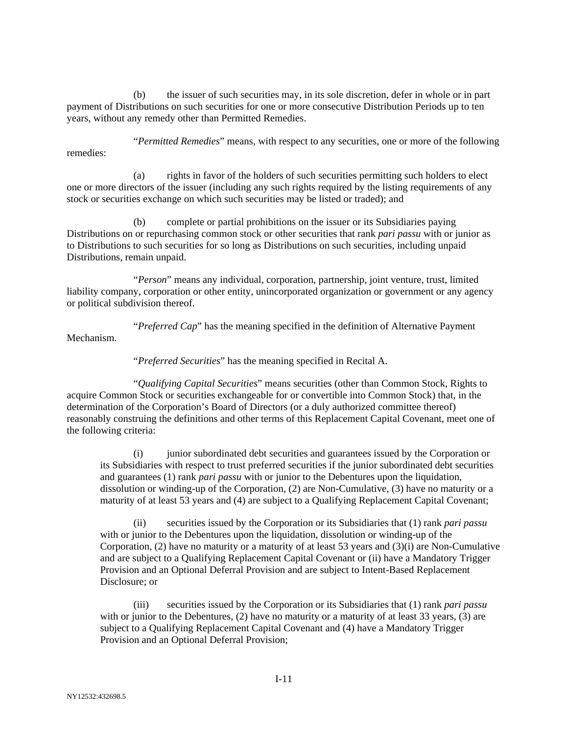(b) the issuer of such securities may, in its sole discretion, defer in whole or in part payment of Distributions on such securities for one or more consecutive Distribution Periods up to ten years, without any remedy other than Permitted Remedies.

"*Permitted Remedies*" means, with respect to any securities, one or more of the following remedies:

(a) rights in favor of the holders of such securities permitting such holders to elect one or more directors of the issuer (including any such rights required by the listing requirements of any stock or securities exchange on which such securities may be listed or traded); and

(b) complete or partial prohibitions on the issuer or its Subsidiaries paying Distributions on or repurchasing common stock or other securities that rank *pari passu* with or junior as to Distributions to such securities for so long as Distributions on such securities, including unpaid Distributions, remain unpaid.

"*Person*" means any individual, corporation, partnership, joint venture, trust, limited liability company, corporation or other entity, unincorporated organization or government or any agency or political subdivision thereof.

"*Preferred Cap*" has the meaning specified in the definition of Alternative Payment Mechanism.

"*Preferred Securities*" has the meaning specified in Recital A.

"*Qualifying Capital Securities*" means securities (other than Common Stock, Rights to acquire Common Stock or securities exchangeable for or convertible into Common Stock) that, in the determination of the Corporation's Board of Directors (or a duly authorized committee thereof) reasonably construing the definitions and other terms of this Replacement Capital Covenant, meet one of the following criteria:

(i) junior subordinated debt securities and guarantees issued by the Corporation or its Subsidiaries with respect to trust preferred securities if the junior subordinated debt securities and guarantees (1) rank *pari passu* with or junior to the Debentures upon the liquidation, dissolution or winding-up of the Corporation, (2) are Non-Cumulative, (3) have no maturity or a maturity of at least 53 years and (4) are subject to a Qualifying Replacement Capital Covenant;

(ii) securities issued by the Corporation or its Subsidiaries that (1) rank *pari passu* with or junior to the Debentures upon the liquidation, dissolution or winding-up of the Corporation, (2) have no maturity or a maturity of at least 53 years and (3)(i) are Non-Cumulative and are subject to a Qualifying Replacement Capital Covenant or (ii) have a Mandatory Trigger Provision and an Optional Deferral Provision and are subject to Intent-Based Replacement Disclosure; or

(iii) securities issued by the Corporation or its Subsidiaries that (1) rank *pari passu* with or junior to the Debentures, (2) have no maturity or a maturity of at least 33 years, (3) are subject to a Qualifying Replacement Capital Covenant and (4) have a Mandatory Trigger Provision and an Optional Deferral Provision;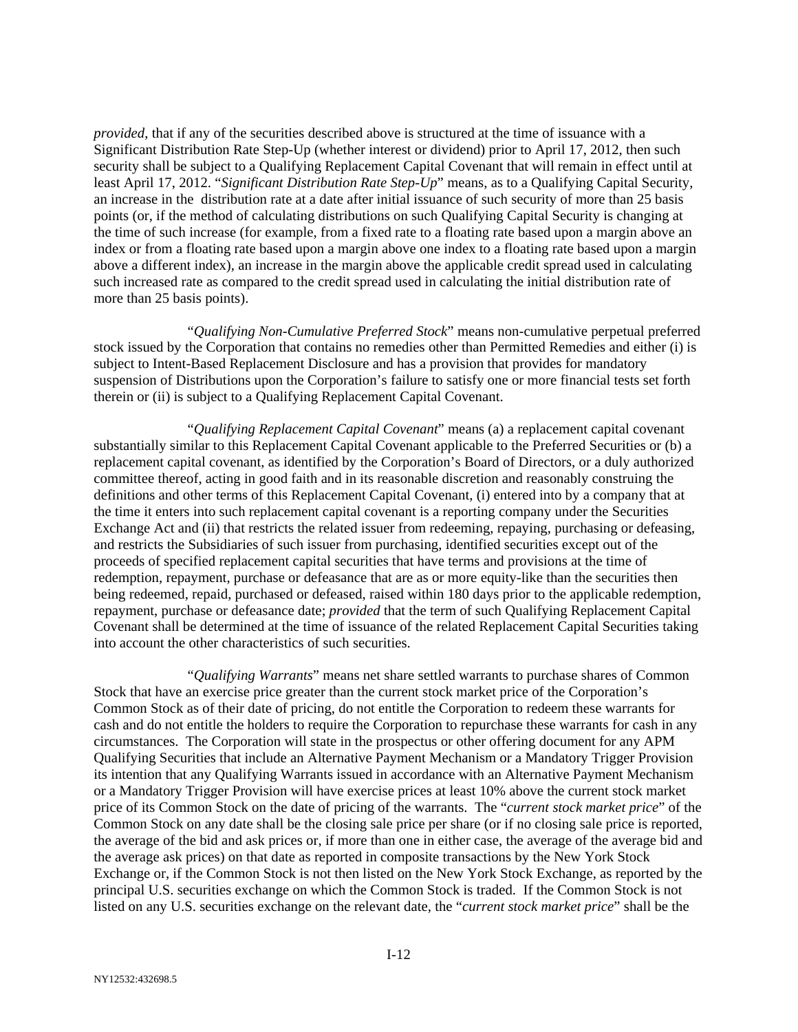*provided*, that if any of the securities described above is structured at the time of issuance with a Significant Distribution Rate Step-Up (whether interest or dividend) prior to April 17, 2012, then such security shall be subject to a Qualifying Replacement Capital Covenant that will remain in effect until at least April 17, 2012. "*Significant Distribution Rate Step-Up*" means, as to a Qualifying Capital Security, an increase in the distribution rate at a date after initial issuance of such security of more than 25 basis points (or, if the method of calculating distributions on such Qualifying Capital Security is changing at the time of such increase (for example, from a fixed rate to a floating rate based upon a margin above an index or from a floating rate based upon a margin above one index to a floating rate based upon a margin above a different index), an increase in the margin above the applicable credit spread used in calculating such increased rate as compared to the credit spread used in calculating the initial distribution rate of more than 25 basis points).

"*Qualifying Non-Cumulative Preferred Stock*" means non-cumulative perpetual preferred stock issued by the Corporation that contains no remedies other than Permitted Remedies and either (i) is subject to Intent-Based Replacement Disclosure and has a provision that provides for mandatory suspension of Distributions upon the Corporation's failure to satisfy one or more financial tests set forth therein or (ii) is subject to a Qualifying Replacement Capital Covenant.

"*Qualifying Replacement Capital Covenant*" means (a) a replacement capital covenant substantially similar to this Replacement Capital Covenant applicable to the Preferred Securities or (b) a replacement capital covenant, as identified by the Corporation's Board of Directors, or a duly authorized committee thereof, acting in good faith and in its reasonable discretion and reasonably construing the definitions and other terms of this Replacement Capital Covenant, (i) entered into by a company that at the time it enters into such replacement capital covenant is a reporting company under the Securities Exchange Act and (ii) that restricts the related issuer from redeeming, repaying, purchasing or defeasing, and restricts the Subsidiaries of such issuer from purchasing, identified securities except out of the proceeds of specified replacement capital securities that have terms and provisions at the time of redemption, repayment, purchase or defeasance that are as or more equity-like than the securities then being redeemed, repaid, purchased or defeased, raised within 180 days prior to the applicable redemption, repayment, purchase or defeasance date; *provided* that the term of such Qualifying Replacement Capital Covenant shall be determined at the time of issuance of the related Replacement Capital Securities taking into account the other characteristics of such securities.

"*Qualifying Warrants*" means net share settled warrants to purchase shares of Common Stock that have an exercise price greater than the current stock market price of the Corporation's Common Stock as of their date of pricing, do not entitle the Corporation to redeem these warrants for cash and do not entitle the holders to require the Corporation to repurchase these warrants for cash in any circumstances. The Corporation will state in the prospectus or other offering document for any APM Qualifying Securities that include an Alternative Payment Mechanism or a Mandatory Trigger Provision its intention that any Qualifying Warrants issued in accordance with an Alternative Payment Mechanism or a Mandatory Trigger Provision will have exercise prices at least 10% above the current stock market price of its Common Stock on the date of pricing of the warrants. The "*current stock market price*" of the Common Stock on any date shall be the closing sale price per share (or if no closing sale price is reported, the average of the bid and ask prices or, if more than one in either case, the average of the average bid and the average ask prices) on that date as reported in composite transactions by the New York Stock Exchange or, if the Common Stock is not then listed on the New York Stock Exchange, as reported by the principal U.S. securities exchange on which the Common Stock is traded. If the Common Stock is not listed on any U.S. securities exchange on the relevant date, the "*current stock market price*" shall be the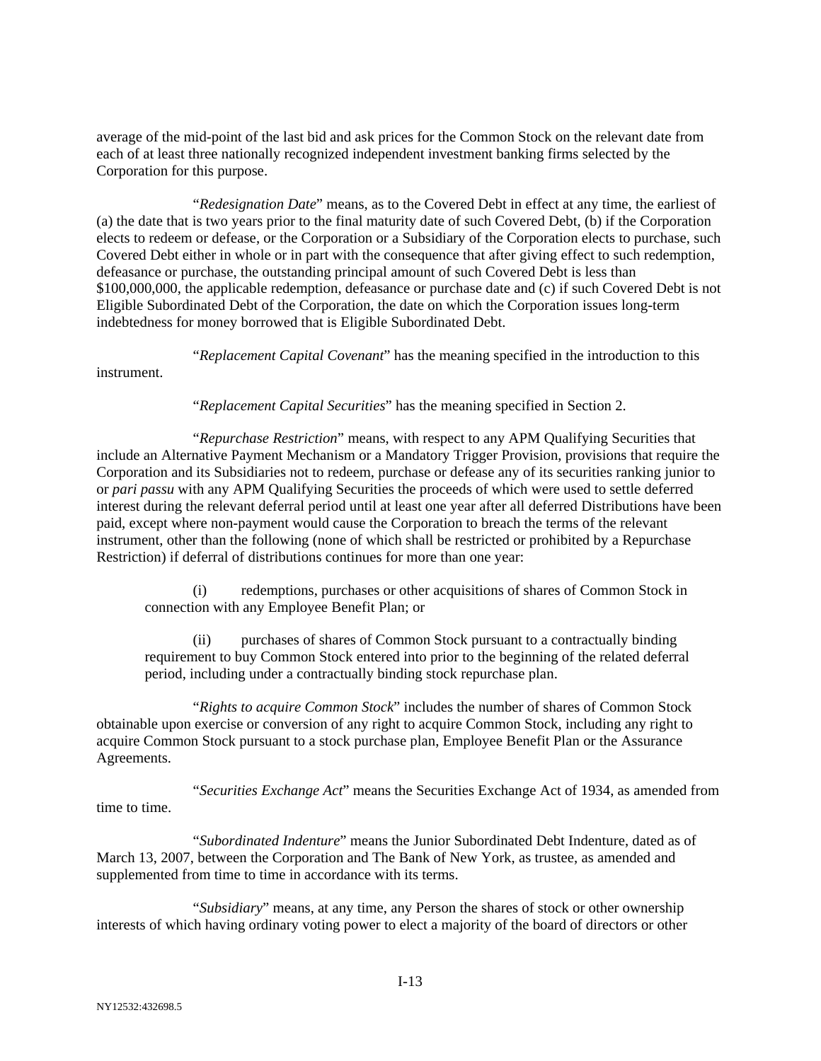average of the mid-point of the last bid and ask prices for the Common Stock on the relevant date from each of at least three nationally recognized independent investment banking firms selected by the Corporation for this purpose.

"*Redesignation Date*" means, as to the Covered Debt in effect at any time, the earliest of (a) the date that is two years prior to the final maturity date of such Covered Debt, (b) if the Corporation elects to redeem or defease, or the Corporation or a Subsidiary of the Corporation elects to purchase, such Covered Debt either in whole or in part with the consequence that after giving effect to such redemption, defeasance or purchase, the outstanding principal amount of such Covered Debt is less than $100,000,000, the applicable redemption, defeasance or purchase date and (c) if such Covered Debt is not Eligible Subordinated Debt of the Corporation, the date on which the Corporation issues long-term indebtedness for money borrowed that is Eligible Subordinated Debt.

"*Replacement Capital Covenant*" has the meaning specified in the introduction to this instrument.

"*Replacement Capital Securities*" has the meaning specified in Section 2.

"*Repurchase Restriction*" means, with respect to any APM Qualifying Securities that include an Alternative Payment Mechanism or a Mandatory Trigger Provision, provisions that require the Corporation and its Subsidiaries not to redeem, purchase or defease any of its securities ranking junior to or *pari passu* with any APM Qualifying Securities the proceeds of which were used to settle deferred interest during the relevant deferral period until at least one year after all deferred Distributions have been paid, except where non-payment would cause the Corporation to breach the terms of the relevant instrument, other than the following (none of which shall be restricted or prohibited by a Repurchase Restriction) if deferral of distributions continues for more than one year:

(i) redemptions, purchases or other acquisitions of shares of Common Stock in connection with any Employee Benefit Plan; or

(ii) purchases of shares of Common Stock pursuant to a contractually binding requirement to buy Common Stock entered into prior to the beginning of the related deferral period, including under a contractually binding stock repurchase plan.

"*Rights to acquire Common Stock*" includes the number of shares of Common Stock obtainable upon exercise or conversion of any right to acquire Common Stock, including any right to acquire Common Stock pursuant to a stock purchase plan, Employee Benefit Plan or the Assurance Agreements.

"*Securities Exchange Act*" means the Securities Exchange Act of 1934, as amended from time to time.

"*Subordinated Indenture*" means the Junior Subordinated Debt Indenture, dated as of March 13, 2007, between the Corporation and The Bank of New York, as trustee, as amended and supplemented from time to time in accordance with its terms.

"*Subsidiary*" means, at any time, any Person the shares of stock or other ownership interests of which having ordinary voting power to elect a majority of the board of directors or other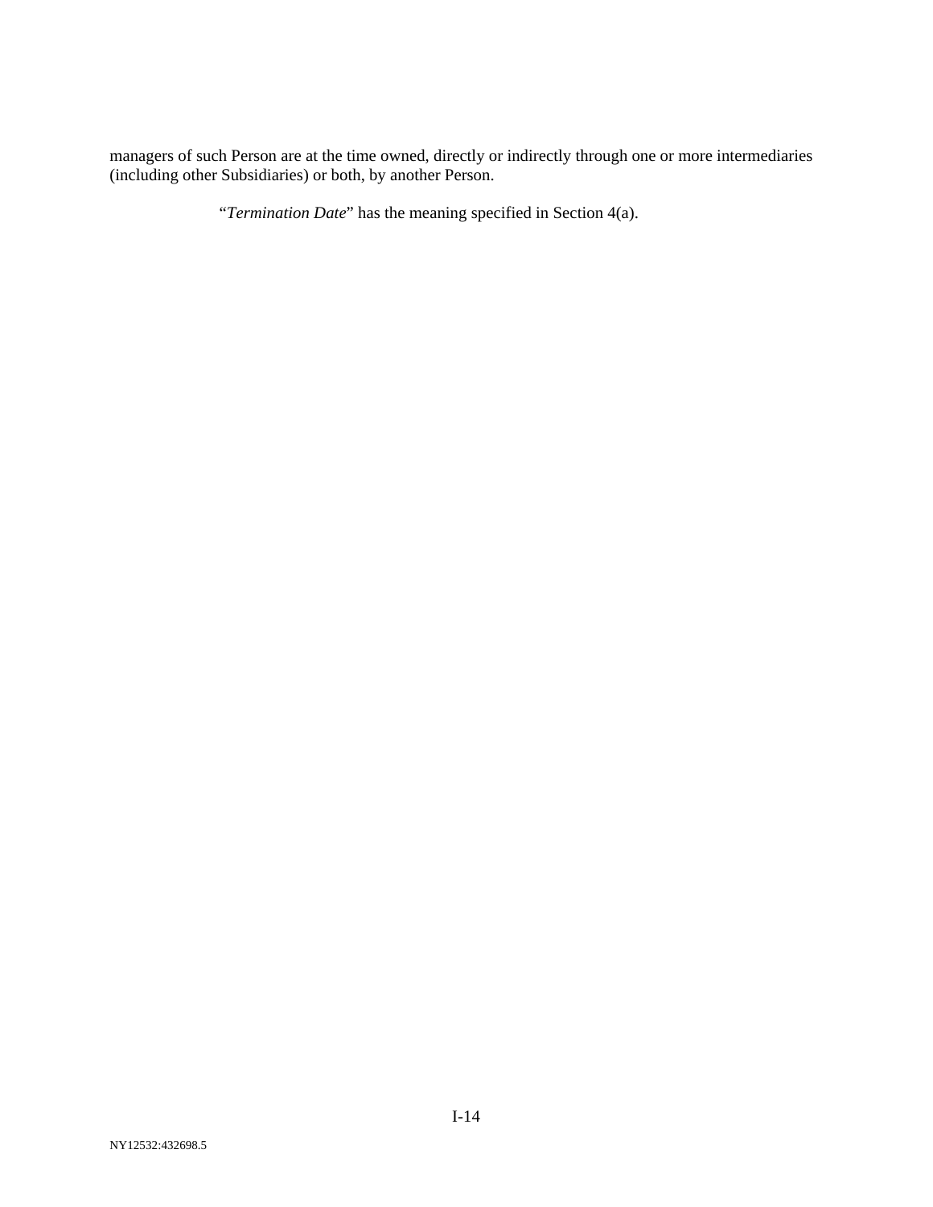managers of such Person are at the time owned, directly or indirectly through one or more intermediaries (including other Subsidiaries) or both, by another Person.

"*Termination Date*" has the meaning specified in Section 4(a).